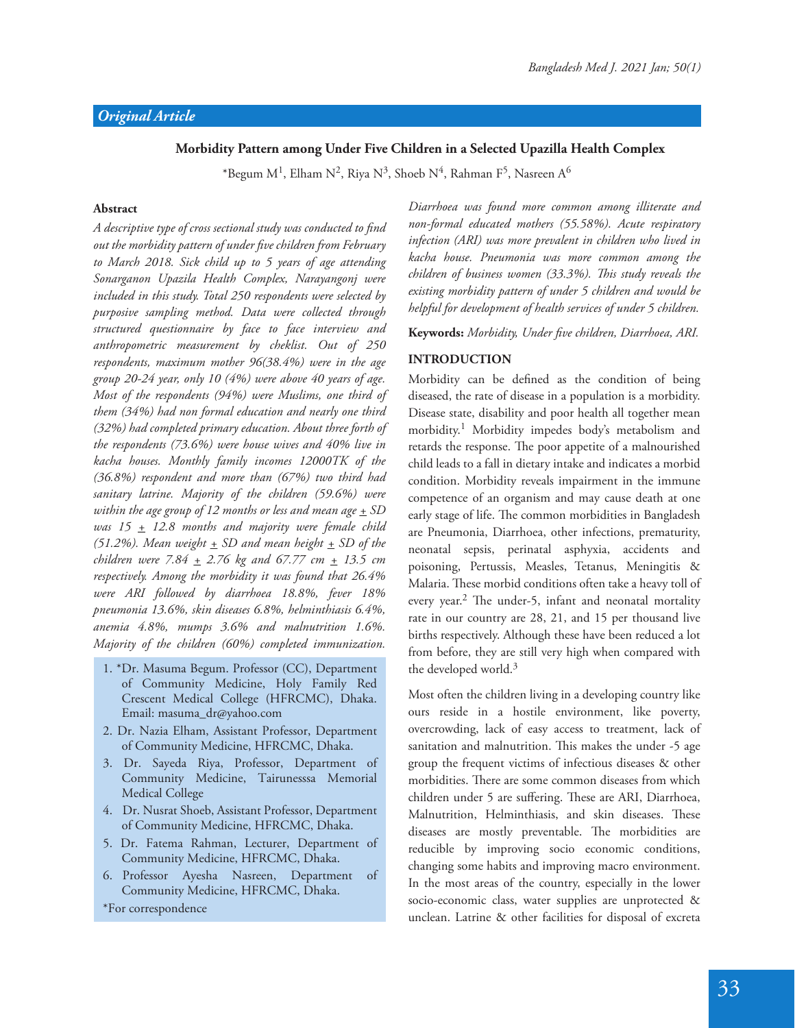*Original Article*

## Morbidity Pattern among Under Five Children in a Selected Upazilla Health Complex

*Begum M[1], Elham N[2], Riya N[3], Shoeb N[4], Rahman F[5], Nasreen A[6]

### Abstract

*A descriptive type of cross sectional study was conducted to find out the morbidity pattern of under five children from February to March 2018. Sick child up to 5 years of age attending Sonarganon Upazila Health Complex, Narayangonj were included in this study. Total 250 respondents were selected by purposive sampling method. Data were collected through structured questionnaire by face to face interview and anthropometric measurement by cheklist. Out of 250 respondents, maximum mother 96(38.4%) were in the age group 20-24 year, only 10 (4%) were above 40 years of age. Most of the respondents (94%) were Muslims, one third of them (34%) had non formal education and nearly one third (32%) had completed primary education. About three forth of the respondents (73.6%) were house wives and 40% live in kacha houses. Monthly family incomes 12000TK of the (36.8%) respondent and more than (67%) two third had sanitary latrine. Majority of the children (59.6%) were within the age group of 12 months or less and mean age ± SD was 15 ± 12.8 months and majority were female child (51.2%). Mean weight ± SD and mean height ± SD of the children were 7.84 ± 2.76 kg and 67.77 cm ± 13.5 cm respectively. Among the morbidity it was found that 26.4% were ARI followed by diarrhoea 18.8%, fever 18% pneumonia 13.6%, skin diseases 6.8%, helminthiasis 6.4%, anemia 4.8%, mumps 3.6% and malnutrition 1.6%. Majority of the children (60%) completed immunization. Diarrhoea was found more common among illiterate and non-formal educated mothers (55.58%). Acute respiratory infection (ARI) was more prevalent in children who lived in kacha house. Pneumonia was more common among the children of business women (33.3%). This study reveals the existing morbidity pattern of under 5 children and would be helpful for development of health services of under 5 children.*

**Keywords:** *Morbidity, Under five children, Diarrhoea, ARI.*

1. *Dr. Masuma Begum. Professor (CC), Department of Community Medicine, Holy Family Red Crescent Medical College (HFRCMC), Dhaka. Email: masuma_dr@yahoo.com
2. Dr. Nazia Elham, Assistant Professor, Department of Community Medicine, HFRCMC, Dhaka.
3. Dr. Sayeda Riya, Professor, Department of Community Medicine, Tairunesssa Memorial Medical College
4. Dr. Nusrat Shoeb, Assistant Professor, Department of Community Medicine, HFRCMC, Dhaka.
5. Dr. Fatema Rahman, Lecturer, Department of Community Medicine, HFRCMC, Dhaka.
6. Professor Ayesha Nasreen, Department of Community Medicine, HFRCMC, Dhaka.

*For correspondence

### INTRODUCTION

Morbidity can be defined as the condition of being diseased, the rate of disease in a population is a morbidity. Disease state, disability and poor health all together mean morbidity.[1] Morbidity impedes body's metabolism and retards the response. The poor appetite of a malnourished child leads to a fall in dietary intake and indicates a morbid condition. Morbidity reveals impairment in the immune competence of an organism and may cause death at one early stage of life. The common morbidities in Bangladesh are Pneumonia, Diarrhoea, other infections, prematurity, neonatal sepsis, perinatal asphyxia, accidents and poisoning, Pertussis, Measles, Tetanus, Meningitis & Malaria. These morbid conditions often take a heavy toll of every year.[2] The under-5, infant and neonatal mortality rate in our country are 28, 21, and 15 per thousand live births respectively. Although these have been reduced a lot from before, they are still very high when compared with the developed world.[3]

Most often the children living in a developing country like ours reside in a hostile environment, like poverty, overcrowding, lack of easy access to treatment, lack of sanitation and malnutrition. This makes the under -5 age group the frequent victims of infectious diseases & other morbidities. There are some common diseases from which children under 5 are suffering. These are ARI, Diarrhoea, Malnutrition, Helminthiasis, and skin diseases. These diseases are mostly preventable. The morbidities are reducible by improving socio economic conditions, changing some habits and improving macro environment. In the most areas of the country, especially in the lower socio-economic class, water supplies are unprotected & unclean. Latrine & other facilities for disposal of excreta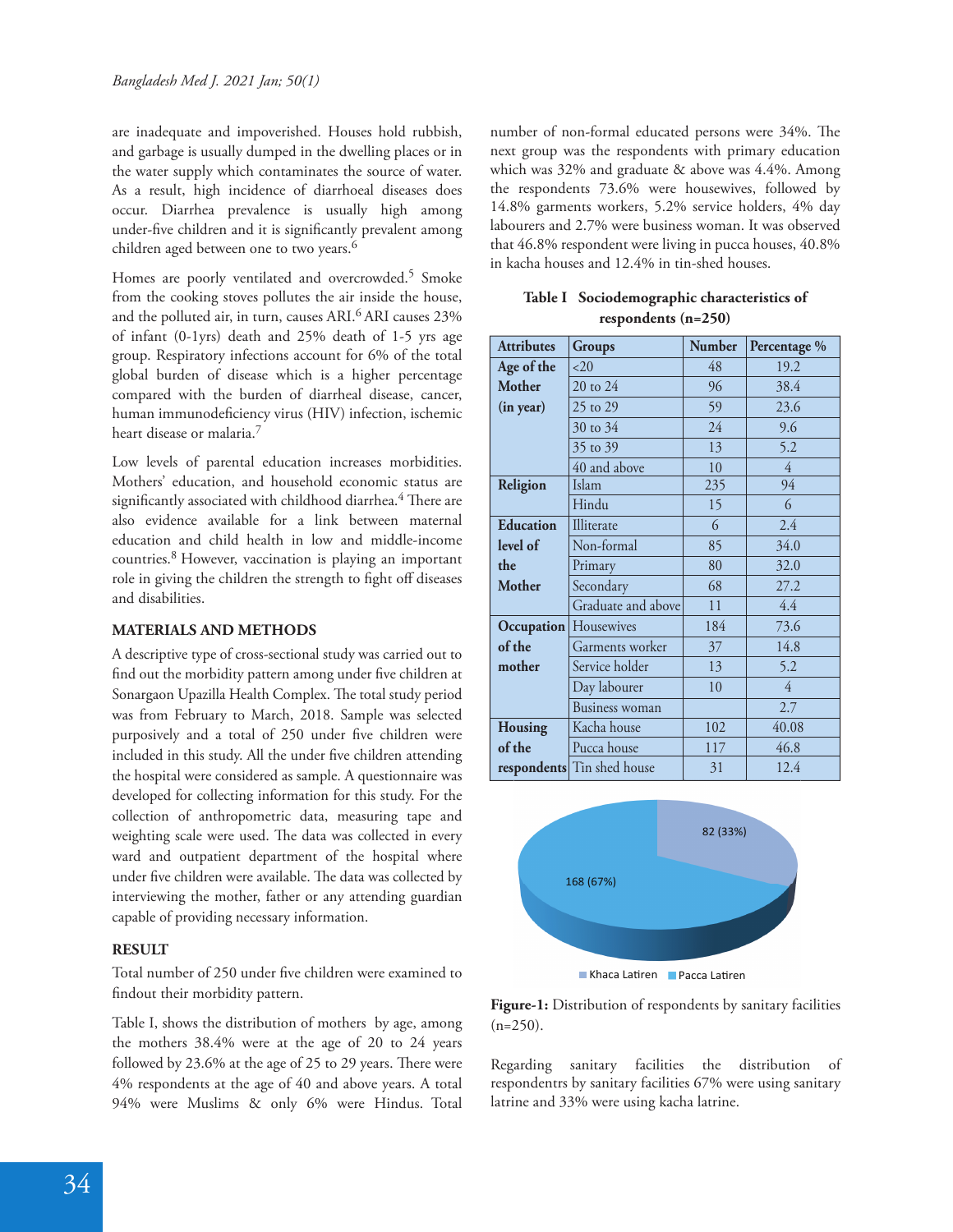are inadequate and impoverished. Houses hold rubbish, and garbage is usually dumped in the dwelling places or in the water supply which contaminates the source of water. As a result, high incidence of diarrhoeal diseases does occur. Diarrhea prevalence is usually high among under-five children and it is significantly prevalent among children aged between one to two years.[6]

Homes are poorly ventilated and overcrowded.[5] Smoke from the cooking stoves pollutes the air inside the house, and the polluted air, in turn, causes ARI.[6] ARI causes 23% of infant (0-1yrs) death and 25% death of 1-5 yrs age group. Respiratory infections account for 6% of the total global burden of disease which is a higher percentage compared with the burden of diarrheal disease, cancer, human immunodeficiency virus (HIV) infection, ischemic heart disease or malaria.[7]

Low levels of parental education increases morbidities. Mothers' education, and household economic status are significantly associated with childhood diarrhea.[4] There are also evidence available for a link between maternal education and child health in low and middle-income countries.[8] However, vaccination is playing an important role in giving the children the strength to fight off diseases and disabilities.

## MATERIALS AND METHODS

A descriptive type of cross-sectional study was carried out to find out the morbidity pattern among under five children at Sonargaon Upazilla Health Complex. The total study period was from February to March, 2018. Sample was selected purposively and a total of 250 under five children were included in this study. All the under five children attending the hospital were considered as sample. A questionnaire was developed for collecting information for this study. For the collection of anthropometric data, measuring tape and weighting scale were used. The data was collected in every ward and outpatient department of the hospital where under five children were available. The data was collected by interviewing the mother, father or any attending guardian capable of providing necessary information.

## RESULT

Total number of 250 under five children were examined to findout their morbidity pattern.

Table I, shows the distribution of mothers by age, among the mothers 38.4% were at the age of 20 to 24 years followed by 23.6% at the age of 25 to 29 years. There were 4% respondents at the age of 40 and above years. A total 94% were Muslims & only 6% were Hindus. Total number of non-formal educated persons were 34%. The next group was the respondents with primary education which was 32% and graduate & above was 4.4%. Among the respondents 73.6% were housewives, followed by 14.8% garments workers, 5.2% service holders, 4% day labourers and 2.7% were business woman. It was observed that 46.8% respondent were living in pucca houses, 40.8% in kacha houses and 12.4% in tin-shed houses.

**Table I** **Sociodemographic characteristics of respondents (n=250)**

| Attributes | Groups | Number | Percentage % |
|---|---|---|---|
| Age of the Mother (in year) | <20 | 48 | 19.2 |
| | 20 to 24 | 96 | 38.4 |
| | 25 to 29 | 59 | 23.6 |
| | 30 to 34 | 24 | 9.6 |
| | 35 to 39 | 13 | 5.2 |
| | 40 and above | 10 | 4 |
| Religion | Islam | 235 | 94 |
| | Hindu | 15 | 6 |
| Education level of the Mother | Illiterate | 6 | 2.4 |
| | Non-formal | 85 | 34.0 |
| | Primary | 80 | 32.0 |
| | Secondary | 68 | 27.2 |
| | Graduate and above | 11 | 4.4 |
| Occupation of the mother | Housewives | 184 | 73.6 |
| | Garments worker | 37 | 14.8 |
| | Service holder | 13 | 5.2 |
| | Day labourer | 10 | 4 |
| | Business woman | | 2.7 |
| Housing of the respondents | Kacha house | 102 | 40.08 |
| | Pucca house | 117 | 46.8 |
| | Tin shed house | 31 | 12.4 |

**Figure-1:** Distribution of respondents by sanitary facilities (n=250).

Regarding sanitary facilities the distribution of respondentrs by sanitary facilities 67% were using sanitary latrine and 33% were using kacha latrine.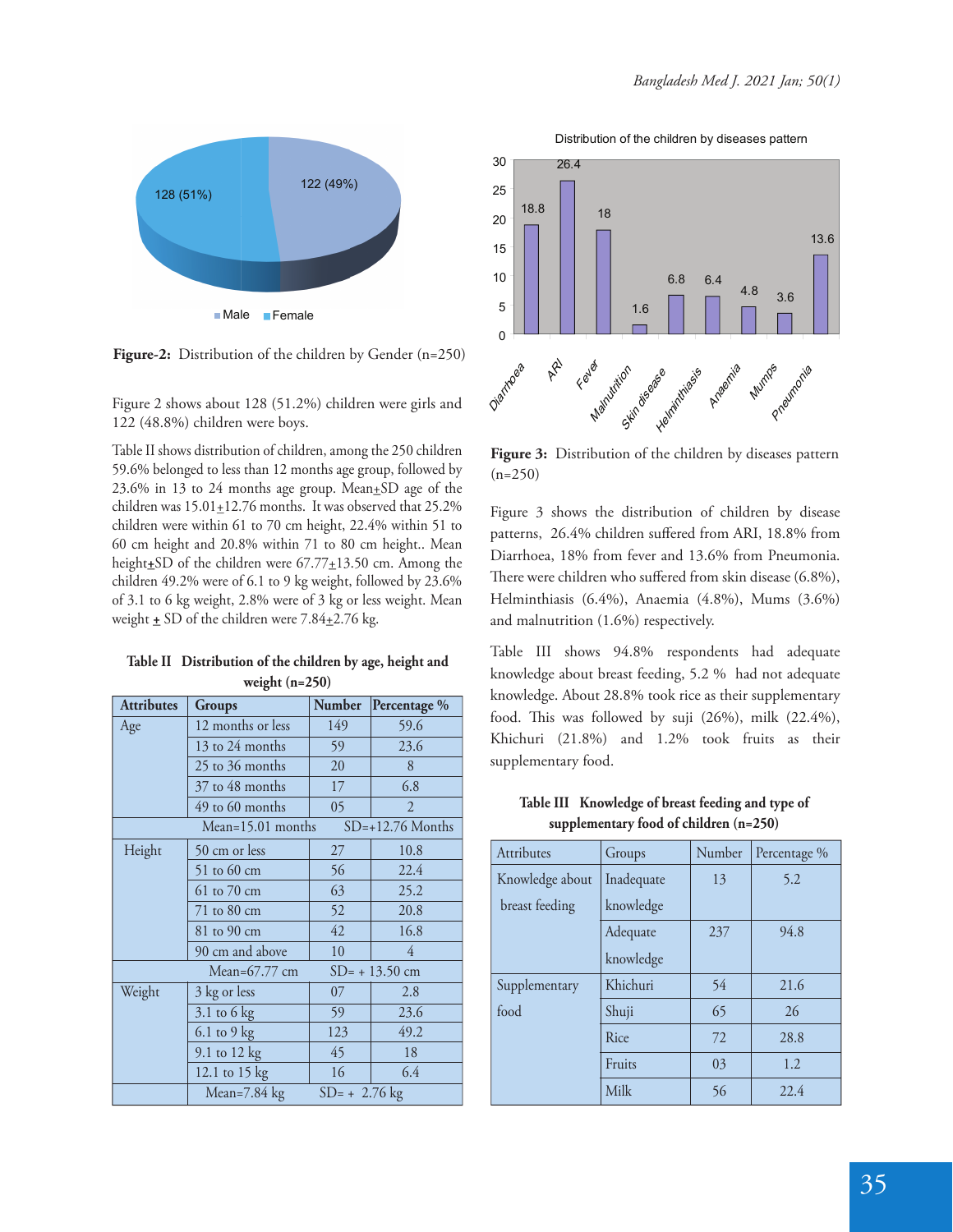**Figure-2:** Distribution of the children by Gender (n=250)

Figure 2 shows about 128 (51.2%) children were girls and 122 (48.8%) children were boys.

Table II shows distribution of children, among the 250 children 59.6% belonged to less than 12 months age group, followed by 23.6% in 13 to 24 months age group. Mean±SD age of the children was 15.01±12.76 months. It was observed that 25.2% children were within 61 to 70 cm height, 22.4% within 51 to 60 cm height and 20.8% within 71 to 80 cm height.. Mean height±SD of the children were 67.77±13.50 cm. Among the children 49.2% were of 6.1 to 9 kg weight, followed by 23.6% of 3.1 to 6 kg weight, 2.8% were of 3 kg or less weight. Mean weight ± SD of the children were 7.84±2.76 kg.

**Table II** Distribution of the children by age, height and weight (n=250)

| Attributes | Groups | Number | Percentage % |
|---|---|---|---|
| Age | 12 months or less | 149 | 59.6 |
| | 13 to 24 months | 59 | 23.6 |
| | 25 to 36 months | 20 | 8 |
| | 37 to 48 months | 17 | 6.8 |
| | 49 to 60 months | 05 | 2 |
| | Mean=15.01 months | SD=+12.76 Months | |
| Height | 50 cm or less | 27 | 10.8 |
| | 51 to 60 cm | 56 | 22.4 |
| | 61 to 70 cm | 63 | 25.2 |
| | 71 to 80 cm | 52 | 20.8 |
| | 81 to 90 cm | 42 | 16.8 |
| | 90 cm and above | 10 | 4 |
| | Mean=67.77 cm | SD= + 13.50 cm | |
| Weight | 3 kg or less | 07 | 2.8 |
| | 3.1 to 6 kg | 59 | 23.6 |
| | 6.1 to 9 kg | 123 | 49.2 |
| | 9.1 to 12 kg | 45 | 18 |
| | 12.1 to 15 kg | 16 | 6.4 |
| | Mean=7.84 kg | SD= + 2.76 kg | |

**Figure 3:** Distribution of the children by diseases pattern (n=250)

Figure 3 shows the distribution of children by disease patterns, 26.4% children suffered from ARI, 18.8% from Diarrhoea, 18% from fever and 13.6% from Pneumonia. There were children who suffered from skin disease (6.8%), Helminthiasis (6.4%), Anaemia (4.8%), Mums (3.6%) and malnutrition (1.6%) respectively.

Table III shows 94.8% respondents had adequate knowledge about breast feeding, 5.2 % had not adequate knowledge. About 28.8% took rice as their supplementary food. This was followed by suji (26%), milk (22.4%), Khichuri (21.8%) and 1.2% took fruits as their supplementary food.

**Table III** Knowledge of breast feeding and type of supplementary food of children (n=250)

| Attributes | Groups | Number | Percentage % |
|---|---|---|---|
| Knowledge about breast feeding | Inadequate knowledge | 13 | 5.2 |
| | Adequate knowledge | 237 | 94.8 |
| Supplementary food | Khichuri | 54 | 21.6 |
| | Shuji | 65 | 26 |
| | Rice | 72 | 28.8 |
| | Fruits | 03 | 1.2 |
| | Milk | 56 | 22.4 |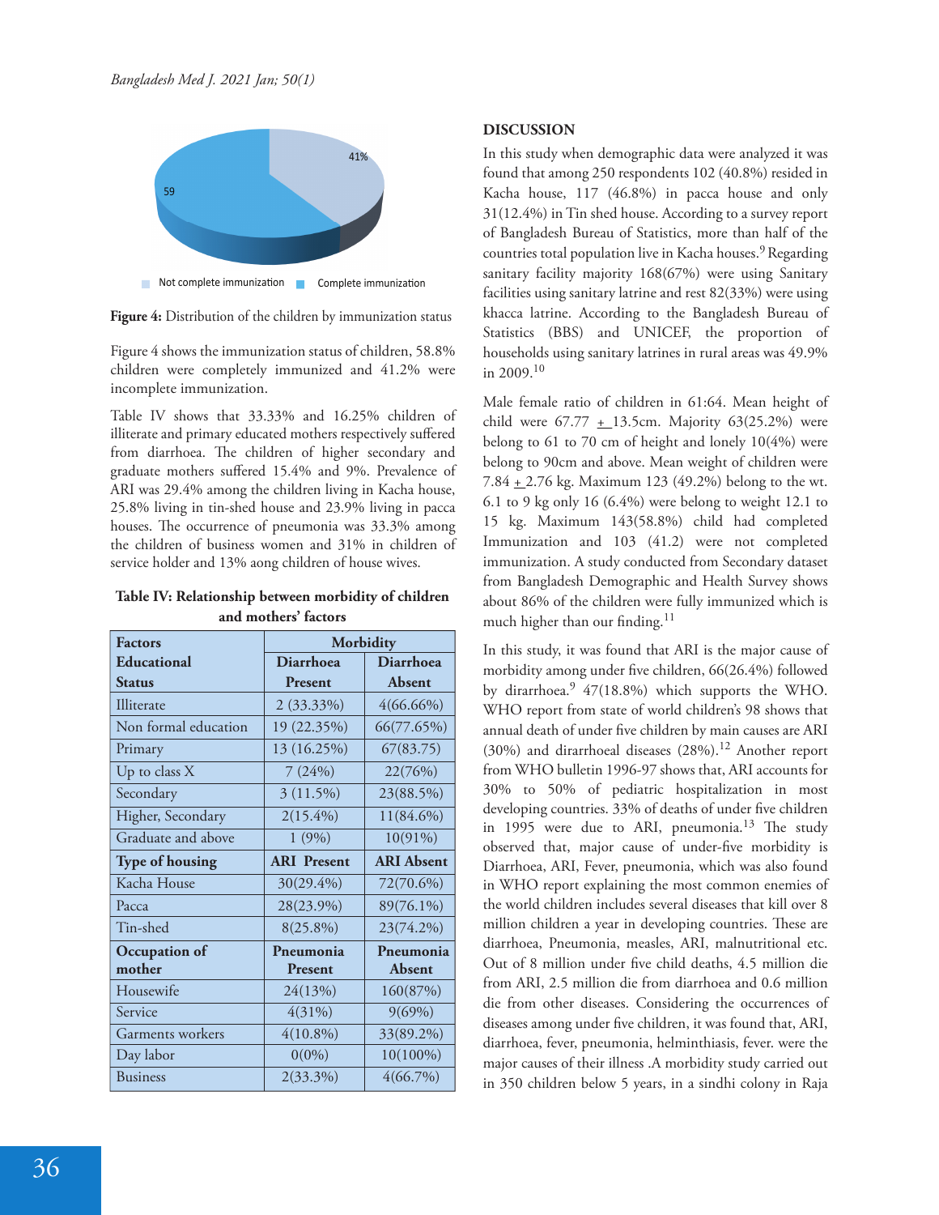Figure 4: Distribution of the children by immunization status

Figure 4 shows the immunization status of children, 58.8% children were completely immunized and 41.2% were incomplete immunization.

Table IV shows that 33.33% and 16.25% children of illiterate and primary educated mothers respectively suffered from diarrhoea. The children of higher secondary and graduate mothers suffered 15.4% and 9%. Prevalence of ARI was 29.4% among the children living in Kacha house, 25.8% living in tin-shed house and 23.9% living in pacca houses. The occurrence of pneumonia was 33.3% among the children of business women and 31% in children of service holder and 13% aong children of house wives.

**Table IV: Relationship between morbidity of children and mothers' factors**

| **Factors** | **Morbidity** | |
|---|---|---|
| **Educational Status** | **Diarrhoea Present** | **Diarrhoea Absent** |
| Illiterate | 2 (33.33%) | 4(66.66%) |
| Non formal education | 19 (22.35%) | 66(77.65%) |
| Primary | 13 (16.25%) | 67(83.75) |
| Up to class X | 7 (24%) | 22(76%) |
| Secondary | 3 (11.5%) | 23(88.5%) |
| Higher, Secondary | 2(15.4%) | 11(84.6%) |
| Graduate and above | 1 (9%) | 10(91%) |
| **Type of housing** | **ARI Present** | **ARI Absent** |
| Kacha House | 30(29.4%) | 72(70.6%) |
| Pacca | 28(23.9%) | 89(76.1%) |
| Tin-shed | 8(25.8%) | 23(74.2%) |
| **Occupation of mother** | **Pneumonia Present** | **Pneumonia Absent** |
| Housewife | 24(13%) | 160(87%) |
| Service | 4(31%) | 9(69%) |
| Garments workers | 4(10.8%) | 33(89.2%) |
| Day labor | 0(0%) | 10(100%) |
| Business | 2(33.3%) | 4(66.7%) |

## DISCUSSION

In this study when demographic data were analyzed it was found that among 250 respondents 102 (40.8%) resided in Kacha house, 117 (46.8%) in pacca house and only 31(12.4%) in Tin shed house. According to a survey report of Bangladesh Bureau of Statistics, more than half of the countries total population live in Kacha houses.[9] Regarding sanitary facility majority 168(67%) were using Sanitary facilities using sanitary latrine and rest 82(33%) were using khacca latrine. According to the Bangladesh Bureau of Statistics (BBS) and UNICEF, the proportion of households using sanitary latrines in rural areas was 49.9% in 2009.[10]

Male female ratio of children in 61:64. Mean height of child were 67.77 $\pm$ 13.5cm. Majority 63(25.2%) were belong to 61 to 70 cm of height and lonely 10(4%) were belong to 90cm and above. Mean weight of children were 7.84 $\pm$ 2.76 kg. Maximum 123 (49.2%) belong to the wt. 6.1 to 9 kg only 16 (6.4%) were belong to weight 12.1 to 15 kg. Maximum 143(58.8%) child had completed Immunization and 103 (41.2) were not completed immunization. A study conducted from Secondary dataset from Bangladesh Demographic and Health Survey shows about 86% of the children were fully immunized which is much higher than our finding.[11]

In this study, it was found that ARI is the major cause of morbidity among under five children, 66(26.4%) followed by dirarrhoea.[9] 47(18.8%) which supports the WHO. WHO report from state of world children's 98 shows that annual death of under five children by main causes are ARI (30%) and dirarrhoeal diseases (28%).[12] Another report from WHO bulletin 1996-97 shows that, ARI accounts for 30% to 50% of pediatric hospitalization in most developing countries. 33% of deaths of under five children in 1995 were due to ARI, pneumonia.[13] The study observed that, major cause of under-five morbidity is Diarrhoea, ARI, Fever, pneumonia, which was also found in WHO report explaining the most common enemies of the world children includes several diseases that kill over 8 million children a year in developing countries. These are diarrhoea, Pneumonia, measles, ARI, malnutritional etc. Out of 8 million under five child deaths, 4.5 million die from ARI, 2.5 million die from diarrhoea and 0.6 million die from other diseases. Considering the occurrences of diseases among under five children, it was found that, ARI, diarrhoea, fever, pneumonia, helminthiasis, fever. were the major causes of their illness .A morbidity study carried out in 350 children below 5 years, in a sindhi colony in Raja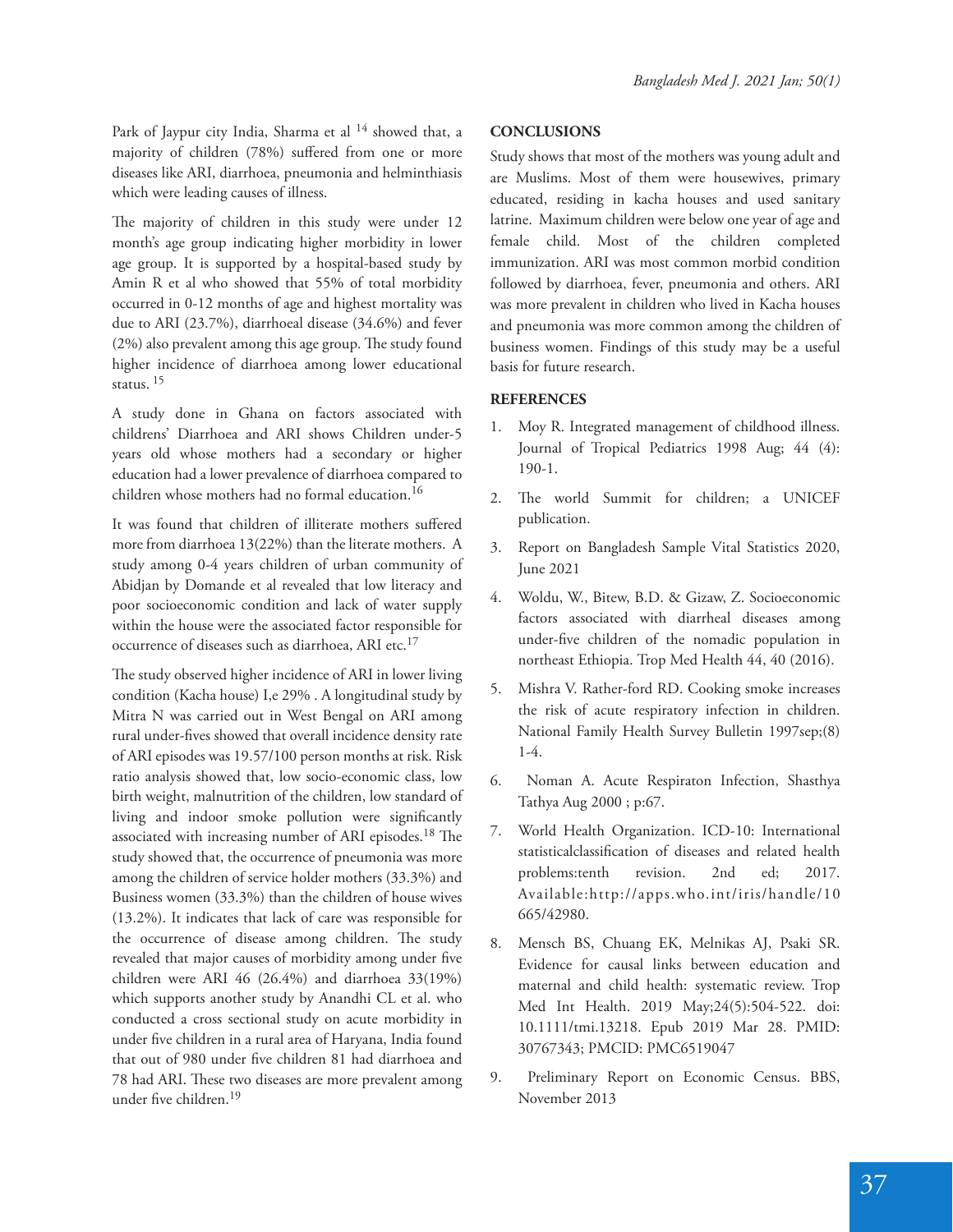Park of Jaypur city India, Sharma et al [14] showed that, a majority of children (78%) suffered from one or more diseases like ARI, diarrhoea, pneumonia and helminthiasis which were leading causes of illness.

The majority of children in this study were under 12 month's age group indicating higher morbidity in lower age group. It is supported by a hospital-based study by Amin R et al who showed that 55% of total morbidity occurred in 0-12 months of age and highest mortality was due to ARI (23.7%), diarrhoeal disease (34.6%) and fever (2%) also prevalent among this age group. The study found higher incidence of diarrhoea among lower educational status. [15]

A study done in Ghana on factors associated with childrens' Diarrhoea and ARI shows Children under-5 years old whose mothers had a secondary or higher education had a lower prevalence of diarrhoea compared to children whose mothers had no formal education.[16]

It was found that children of illiterate mothers suffered more from diarrhoea 13(22%) than the literate mothers. A study among 0-4 years children of urban community of Abidjan by Domande et al revealed that low literacy and poor socioeconomic condition and lack of water supply within the house were the associated factor responsible for occurrence of diseases such as diarrhoea, ARI etc.[17]

The study observed higher incidence of ARI in lower living condition (Kacha house) I,e 29% . A longitudinal study by Mitra N was carried out in West Bengal on ARI among rural under-fives showed that overall incidence density rate of ARI episodes was 19.57/100 person months at risk. Risk ratio analysis showed that, low socio-economic class, low birth weight, malnutrition of the children, low standard of living and indoor smoke pollution were significantly associated with increasing number of ARI episodes.[18] The study showed that, the occurrence of pneumonia was more among the children of service holder mothers (33.3%) and Business women (33.3%) than the children of house wives (13.2%). It indicates that lack of care was responsible for the occurrence of disease among children. The study revealed that major causes of morbidity among under five children were ARI 46 (26.4%) and diarrhoea 33(19%) which supports another study by Anandhi CL et al. who conducted a cross sectional study on acute morbidity in under five children in a rural area of Haryana, India found that out of 980 under five children 81 had diarrhoea and 78 had ARI. These two diseases are more prevalent among under five children.[19]

## CONCLUSIONS

Study shows that most of the mothers was young adult and are Muslims. Most of them were housewives, primary educated, residing in kacha houses and used sanitary latrine. Maximum children were below one year of age and female child. Most of the children completed immunization. ARI was most common morbid condition followed by diarrhoea, fever, pneumonia and others. ARI was more prevalent in children who lived in Kacha houses and pneumonia was more common among the children of business women. Findings of this study may be a useful basis for future research.

## REFERENCES

1. Moy R. Integrated management of childhood illness. Journal of Tropical Pediatrics 1998 Aug; 44 (4): 190-1.
2. The world Summit for children; a UNICEF publication.
3. Report on Bangladesh Sample Vital Statistics 2020, June 2021
4. Woldu, W., Bitew, B.D. & Gizaw, Z. Socioeconomic factors associated with diarrheal diseases among under-five children of the nomadic population in northeast Ethiopia. Trop Med Health 44, 40 (2016).
5. Mishra V. Rather-ford RD. Cooking smoke increases the risk of acute respiratory infection in children. National Family Health Survey Bulletin 1997sep;(8) 1-4.
6. Noman A. Acute Respiraton Infection, Shasthya Tathya Aug 2000 ; p:67.
7. World Health Organization. ICD-10: International statisticalclassification of diseases and related health problems:tenth revision. 2nd ed; 2017. Available:http://apps.who.int/iris/handle/10665/42980.
8. Mensch BS, Chuang EK, Melnikas AJ, Psaki SR. Evidence for causal links between education and maternal and child health: systematic review. Trop Med Int Health. 2019 May;24(5):504-522. doi: 10.1111/tmi.13218. Epub 2019 Mar 28. PMID: 30767343; PMCID: PMC6519047
9. Preliminary Report on Economic Census. BBS, November 2013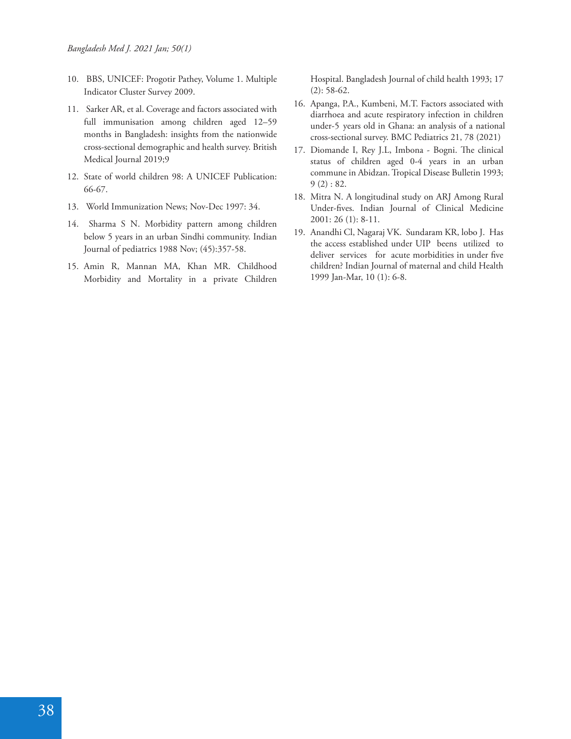10. BBS, UNICEF: Progotir Pathey, Volume 1. Multiple Indicator Cluster Survey 2009.
11. Sarker AR, et al. Coverage and factors associated with full immunisation among children aged 12–59 months in Bangladesh: insights from the nationwide cross-sectional demographic and health survey. British Medical Journal 2019;9
12. State of world children 98: A UNICEF Publication: 66-67.
13. World Immunization News; Nov-Dec 1997: 34.
14. Sharma S N. Morbidity pattern among children below 5 years in an urban Sindhi community. Indian Journal of pediatrics 1988 Nov; (45):357-58.
15. Amin R, Mannan MA, Khan MR. Childhood Morbidity and Mortality in a private Children Hospital. Bangladesh Journal of child health 1993; 17 (2): 58-62.
16. Apanga, P.A., Kumbeni, M.T. Factors associated with diarrhoea and acute respiratory infection in children under-5 years old in Ghana: an analysis of a national cross-sectional survey. BMC Pediatrics 21, 78 (2021)
17. Diomande I, Rey J.L, Imbona - Bogni. The clinical status of children aged 0-4 years in an urban commune in Abidzan. Tropical Disease Bulletin 1993; 9 (2) : 82.
18. Mitra N. A longitudinal study on ARJ Among Rural Under-fives. Indian Journal of Clinical Medicine 2001: 26 (1): 8-11.
19. Anandhi Cl, Nagaraj VK. Sundaram KR, lobo J. Has the access established under UIP beens utilized to deliver services for acute morbidities in under five children? Indian Journal of maternal and child Health 1999 Jan-Mar, 10 (1): 6-8.